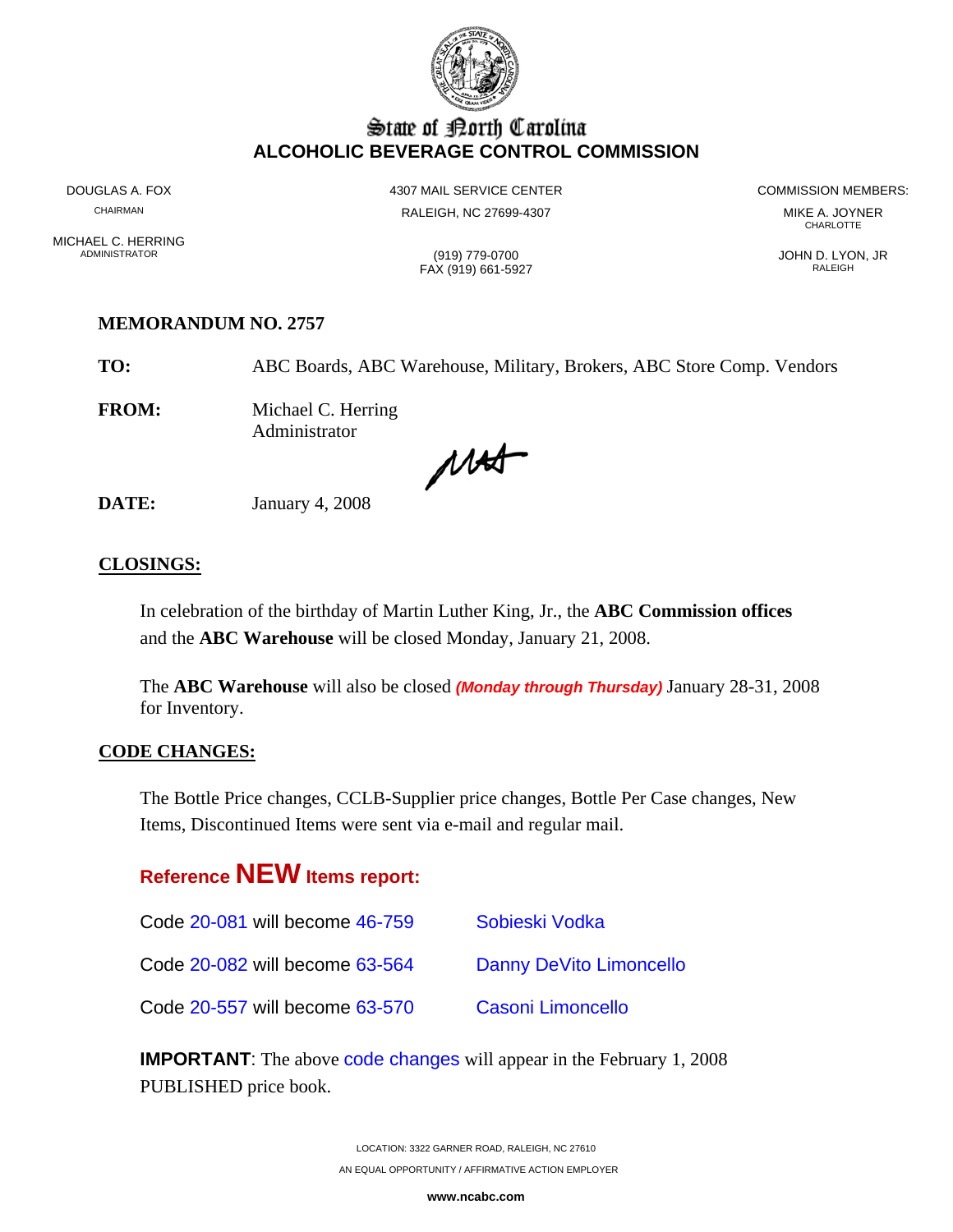# State of North Carolina
## ALCOHOLIC BEVERAGE CONTROL COMMISSION

DOUGLAS A. FOX
CHAIRMAN

MICHAEL C. HERRING
ADMINISTRATOR

4307 MAIL SERVICE CENTER
RALEIGH, NC 27699-4307

(919) 779-0700
FAX (919) 661-5927

COMMISSION MEMBERS:

MIKE A. JOYNER
CHARLOTTE

JOHN D. LYON, JR
RALEIGH

**MEMORANDUM NO. 2757**

**TO:** ABC Boards, ABC Warehouse, Military, Brokers, ABC Store Comp. Vendors

**FROM:** Michael C. Herring
Administrator

**DATE:** January 4, 2008

## CLOSINGS:

In celebration of the birthday of Martin Luther King, Jr., the **ABC Commission offices** and the **ABC Warehouse** will be closed Monday, January 21, 2008.

The **ABC Warehouse** will also be closed ***(Monday through Thursday)*** January 28-31, 2008 for Inventory.

## CODE CHANGES:

The Bottle Price changes, CCLB-Supplier price changes, Bottle Per Case changes, New Items, Discontinued Items were sent via e-mail and regular mail.

### Reference NEW Items report:

Code 20-081 will become 46-759 Sobieski Vodka

Code 20-082 will become 63-564 Danny DeVito Limoncello

Code 20-557 will become 63-570 Casoni Limoncello

**IMPORTANT**: The above code changes will appear in the February 1, 2008 PUBLISHED price book.

LOCATION: 3322 GARNER ROAD, RALEIGH, NC 27610
AN EQUAL OPPORTUNITY / AFFIRMATIVE ACTION EMPLOYER

**www.ncabc.com**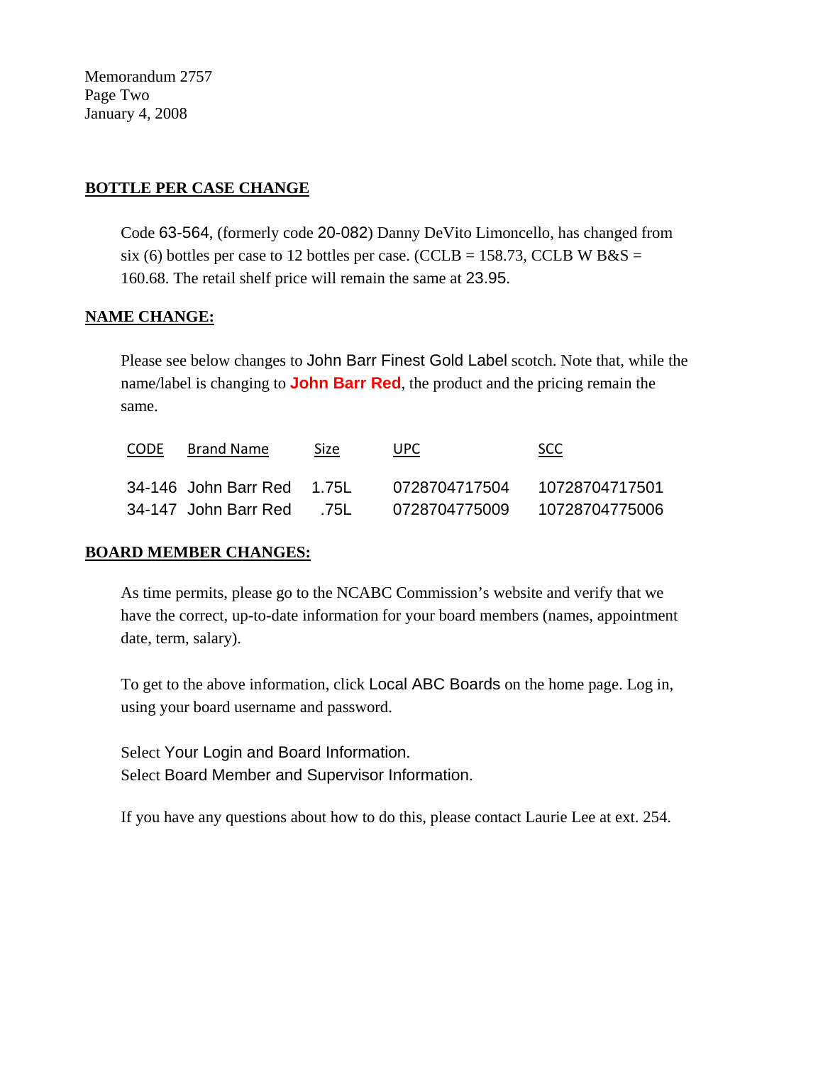Memorandum 2757
Page Two
January 4, 2008

## BOTTLE PER CASE CHANGE

Code 63-564, (formerly code 20-082) Danny DeVito Limoncello, has changed from six (6) bottles per case to 12 bottles per case. (CCLB = 158.73, CCLB W B&S = 160.68. The retail shelf price will remain the same at 23.95.

## NAME CHANGE:

Please see below changes to John Barr Finest Gold Label scotch. Note that, while the name/label is changing to **John Barr Red**, the product and the pricing remain the same.

| CODE | Brand Name | Size | UPC | SCC |
|---|---|---|---|---|
| 34-146 | John Barr Red | 1.75L | 0728704717504 | 10728704717501 |
| 34-147 | John Barr Red | .75L | 0728704775009 | 10728704775006 |

## BOARD MEMBER CHANGES:

As time permits, please go to the NCABC Commission's website and verify that we have the correct, up-to-date information for your board members (names, appointment date, term, salary).

To get to the above information, click Local ABC Boards on the home page. Log in, using your board username and password.

Select Your Login and Board Information.
Select Board Member and Supervisor Information.

If you have any questions about how to do this, please contact Laurie Lee at ext. 254.